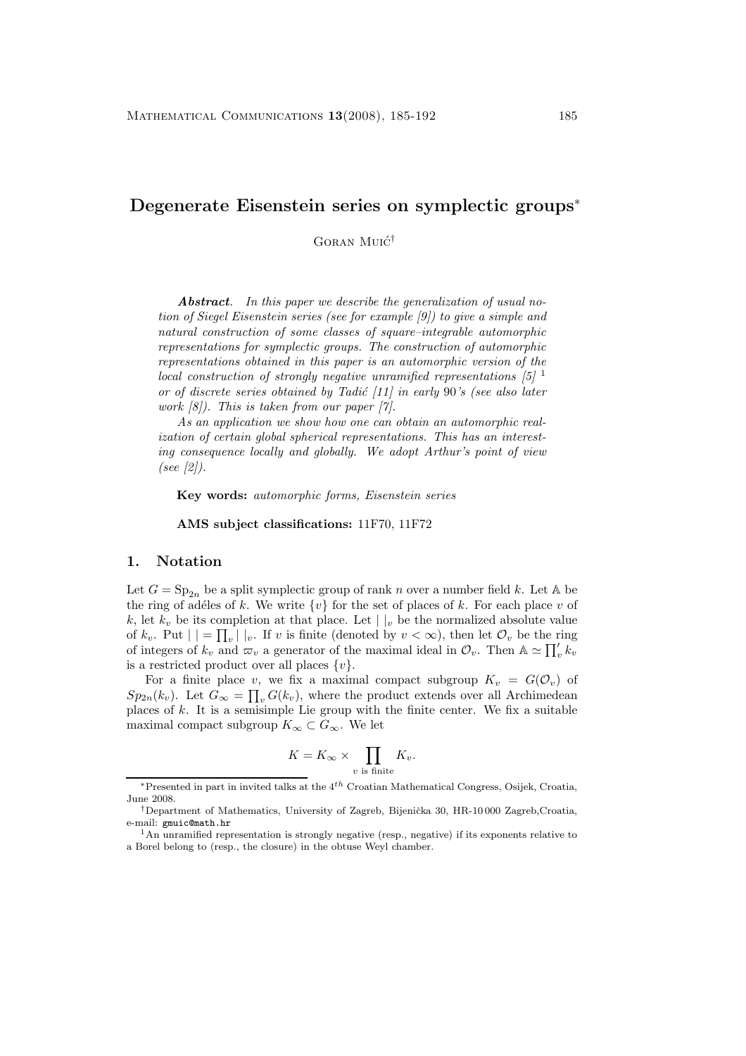# Degenerate Eisenstein series on symplectic groups[*]

Goran Muić[†]

***Abstract**. In this paper we describe the generalization of usual notion of Siegel Eisenstein series (see for example [9]) to give a simple and natural construction of some classes of square–integrable automorphic representations for symplectic groups. The construction of automorphic representations obtained in this paper is an automorphic version of the local construction of strongly negative unramified representations [5] [1] or of discrete series obtained by Tadić [11] in early 90's (see also later work [8]). This is taken from our paper [7].*

*As an application we show how one can obtain an automorphic realization of certain global spherical representations. This has an interesting consequence locally and globally. We adopt Arthur's point of view (see [2]).*

**Key words:** *automorphic forms, Eisenstein series*

**AMS subject classifications:** 11F70, 11F72

## 1. Notation

Let $G = \mathrm{Sp}_{2n}$ be a split symplectic group of rank $n$ over a number field $k$. Let $\mathbb{A}$ be the ring of adéles of $k$. We write $\{v\}$ for the set of places of $k$. For each place $v$ of $k$, let $k_v$ be its completion at that place. Let $|\ |_v$ be the normalized absolute value of $k_v$. Put $|\ | = \prod_v |\ |_v$. If $v$ is finite (denoted by $v < \infty$), then let $\mathcal{O}_v$ be the ring of integers of $k_v$ and $\varpi_v$ a generator of the maximal ideal in $\mathcal{O}_v$. Then $\mathbb{A} \simeq \prod'_v k_v$ is a restricted product over all places $\{v\}$.

For a finite place $v$, we fix a maximal compact subgroup $K_v = G(\mathcal{O}_v)$ of $Sp_{2n}(k_v)$. Let $G_\infty = \prod_v G(k_v)$, where the product extends over all Archimedean places of $k$. It is a semisimple Lie group with the finite center. We fix a suitable maximal compact subgroup $K_\infty \subset G_\infty$. We let

$$K = K_\infty \times \prod_{v \text{ is finite}} K_v.$$

[*] Presented in part in invited talks at the $4^{th}$ Croatian Mathematical Congress, Osijek, Croatia, June 2008.

[†] Department of Mathematics, University of Zagreb, Bijenička 30, HR-10 000 Zagreb,Croatia, e-mail: gmuic@math.hr

[1] An unramified representation is strongly negative (resp., negative) if its exponents relative to a Borel belong to (resp., the closure) in the obtuse Weyl chamber.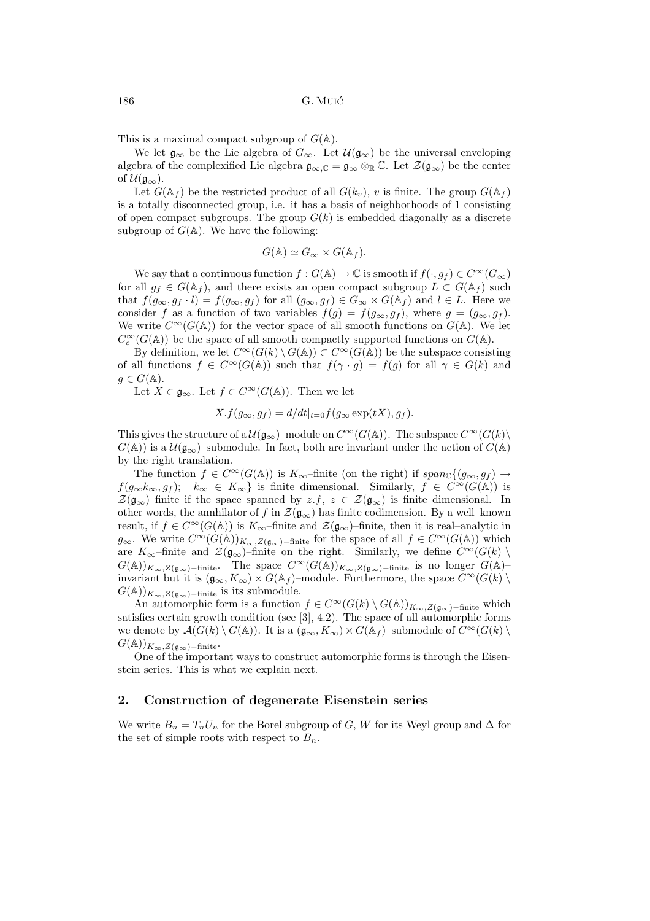This is a maximal compact subgroup of $G(\mathbb{A})$.

We let $\mathfrak{g}_\infty$ be the Lie algebra of $G_\infty$. Let $\mathcal{U}(\mathfrak{g}_\infty)$ be the universal enveloping algebra of the complexified Lie algebra $\mathfrak{g}_{\infty,\mathbb{C}} = \mathfrak{g}_\infty \otimes_\mathbb{R} \mathbb{C}$. Let $\mathcal{Z}(\mathfrak{g}_\infty)$ be the center of $\mathcal{U}(\mathfrak{g}_\infty)$.

Let $G(\mathbb{A}_f)$ be the restricted product of all $G(k_v)$, $v$ is finite. The group $G(\mathbb{A}_f)$ is a totally disconnected group, i.e. it has a basis of neighborhoods of 1 consisting of open compact subgroups. The group $G(k)$ is embedded diagonally as a discrete subgroup of $G(\mathbb{A})$. We have the following:

$$G(\mathbb{A}) \simeq G_\infty \times G(\mathbb{A}_f).$$

We say that a continuous function $f : G(\mathbb{A}) \to \mathbb{C}$ is smooth if $f(\cdot, g_f) \in C^\infty(G_\infty)$ for all $g_f \in G(\mathbb{A}_f)$, and there exists an open compact subgroup $L \subset G(\mathbb{A}_f)$ such that $f(g_\infty, g_f \cdot l) = f(g_\infty, g_f)$ for all $(g_\infty, g_f) \in G_\infty \times G(\mathbb{A}_f)$ and $l \in L$. Here we consider $f$ as a function of two variables $f(g) = f(g_\infty, g_f)$, where $g = (g_\infty, g_f)$. We write $C^\infty(G(\mathbb{A}))$ for the vector space of all smooth functions on $G(\mathbb{A})$. We let $C_c^\infty(G(\mathbb{A}))$ be the space of all smooth compactly supported functions on $G(\mathbb{A})$.

By definition, we let $C^\infty(G(k) \setminus G(\mathbb{A})) \subset C^\infty(G(\mathbb{A}))$ be the subspace consisting of all functions $f \in C^\infty(G(\mathbb{A}))$ such that $f(\gamma \cdot g) = f(g)$ for all $\gamma \in G(k)$ and $g \in G(\mathbb{A})$.

Let $X \in \mathfrak{g}_\infty$. Let $f \in C^\infty(G(\mathbb{A}))$. Then we let

$$X.f(g_\infty, g_f) = d/dt|_{t=0} f(g_\infty \exp(tX), g_f).$$

This gives the structure of a $\mathcal{U}(\mathfrak{g}_\infty)$–module on $C^\infty(G(\mathbb{A}))$. The subspace $C^\infty(G(k) \setminus G(\mathbb{A}))$ is a $\mathcal{U}(\mathfrak{g}_\infty)$–submodule. In fact, both are invariant under the action of $G(\mathbb{A})$ by the right translation.

The function $f \in C^\infty(G(\mathbb{A}))$ is $K_\infty$–finite (on the right) if $span_\mathbb{C}\{(g_\infty, g_f) \to f(g_\infty k_\infty, g_f);\ \ k_\infty \in K_\infty\}$ is finite dimensional. Similarly, $f \in C^\infty(G(\mathbb{A}))$ is $\mathcal{Z}(\mathfrak{g}_\infty)$–finite if the space spanned by $z.f$, $z \in \mathcal{Z}(\mathfrak{g}_\infty)$ is finite dimensional. In other words, the annhilator of $f$ in $\mathcal{Z}(\mathfrak{g}_\infty)$ has finite codimension. By a well–known result, if $f \in C^\infty(G(\mathbb{A}))$ is $K_\infty$–finite and $\mathcal{Z}(\mathfrak{g}_\infty)$–finite, then it is real–analytic in $g_\infty$. We write $C^\infty(G(\mathbb{A}))_{K_\infty, Z(\mathfrak{g}_\infty)-\text{finite}}$ for the space of all $f \in C^\infty(G(\mathbb{A}))$ which are $K_\infty$–finite and $\mathcal{Z}(\mathfrak{g}_\infty)$–finite on the right. Similarly, we define $C^\infty(G(k) \setminus G(\mathbb{A}))_{K_\infty, Z(\mathfrak{g}_\infty)-\text{finite}}$. The space $C^\infty(G(\mathbb{A}))_{K_\infty, Z(\mathfrak{g}_\infty)-\text{finite}}$ is no longer $G(\mathbb{A})$–invariant but it is $(\mathfrak{g}_\infty, K_\infty) \times G(\mathbb{A}_f)$–module. Furthermore, the space $C^\infty(G(k) \setminus G(\mathbb{A}))_{K_\infty, Z(\mathfrak{g}_\infty)-\text{finite}}$ is its submodule.

An automorphic form is a function $f \in C^\infty(G(k) \setminus G(\mathbb{A}))_{K_\infty, Z(\mathfrak{g}_\infty)-\text{finite}}$ which satisfies certain growth condition (see [3], 4.2). The space of all automorphic forms we denote by $\mathcal{A}(G(k) \setminus G(\mathbb{A}))$. It is a $(\mathfrak{g}_\infty, K_\infty) \times G(\mathbb{A}_f)$–submodule of $C^\infty(G(k) \setminus G(\mathbb{A}))_{K_\infty, Z(\mathfrak{g}_\infty)-\text{finite}}$.

One of the important ways to construct automorphic forms is through the Eisenstein series. This is what we explain next.

## 2. Construction of degenerate Eisenstein series

We write $B_n = T_n U_n$ for the Borel subgroup of $G$, $W$ for its Weyl group and $\Delta$ for the set of simple roots with respect to $B_n$.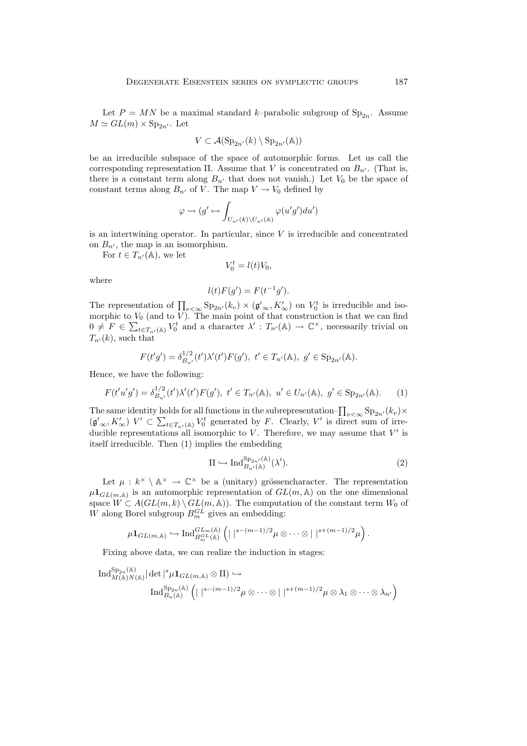Let $P = MN$ be a maximal standard $k$–parabolic subgroup of $\mathrm{Sp}_{2n}$. Assume $M \simeq GL(m) \times \mathrm{Sp}_{2n'}$. Let

$$V \subset \mathcal{A}(\mathrm{Sp}_{2n'}(k) \setminus \mathrm{Sp}_{2n'}(\mathbb{A}))$$

be an irreducible subspace of the space of automorphic forms. Let us call the corresponding representation $\Pi$. Assume that $V$ is concentrated on $B_{n'}$. (That is, there is a constant term along $B_{n'}$ that does not vanish.) Let $V_0$ be the space of constant terms along $B_{n'}$ of $V$. The map $V \to V_0$ defined by

$$\varphi \rightsquigarrow (g' \mapsto \int_{U_{n'}(k)\setminus U_{n'}(\mathbb{A})} \varphi(u'g')du')$$

is an intertwining operator. In particular, since $V$ is irreducible and concentrated on $B_{n'}$, the map is an isomorphism.

For $t \in T_{n'}(\mathbb{A})$, we let

$$V_0^t = l(t)V_0,$$

where

$$l(t)F(g') = F(t^{-1}g').$$

The representation of $\prod_{v<\infty} \mathrm{Sp}_{2n'}(k_v) \times (\mathfrak{g}'_\infty, K'_\infty)$ on $V_0^t$ is irreducible and isomorphic to $V_0$ (and to $V$). The main point of that construction is that we can find $0 \neq F \in \sum_{t\in T_{n'}(\mathbb{A})} V_0^t$ and a character $\lambda' : T_{n'}(\mathbb{A}) \to \mathbb{C}^\times$, necessarily trivial on $T_{n'}(k)$, such that

$$F(t'g') = \delta_{B_{n'}}^{1/2}(t')\lambda'(t')F(g'),\ t' \in T_{n'}(\mathbb{A}),\ g' \in \mathrm{Sp}_{2n'}(\mathbb{A}).$$

Hence, we have the following:

$$F(t'u'g') = \delta_{B_{n'}}^{1/2}(t')\lambda'(t')F(g'),\ t' \in T_{n'}(\mathbb{A}),\ u' \in U_{n'}(\mathbb{A}),\ g' \in \mathrm{Sp}_{2n'}(\mathbb{A}). \qquad (1)$$

The same identity holds for all functions in the subrepresentation–$\prod_{v<\infty} \mathrm{Sp}_{2n'}(k_v)\times(\mathfrak{g}'_\infty, K'_\infty)$ $V' \subset \sum_{t\in T_{n'}(\mathbb{A})} V_0^t$ generated by $F$. Clearly, $V'$ is direct sum of irreducible representations all isomorphic to $V$. Therefore, we may assume that $V'$ is itself irreducible. Then (1) implies the embedding

$$\Pi \hookrightarrow \mathrm{Ind}_{B_{n'}(\mathbb{A})}^{\mathrm{Sp}_{2n'}(\mathbb{A})}(\lambda'). \qquad (2)$$

Let $\mu : k^\times \setminus \mathbb{A}^\times \to \mathbb{C}^\times$ be a (unitary) grössencharacter. The representation $\mu\mathbf{1}_{GL(m,\mathbb{A})}$ is an automorphic representation of $GL(m,\mathbb{A})$ on the one dimensional space $W \subset A(GL(m,k)\setminus GL(m,\mathbb{A}))$. The computation of the constant term $W_0$ of $W$ along Borel subgroup $B_m^{GL}$ gives an embedding:

$$\mu\mathbf{1}_{GL(m,\mathbb{A})} \hookrightarrow \mathrm{Ind}_{B_m^{GL}(\mathbb{A})}^{GL_m(\mathbb{A})}\left(|\ |^{s-(m-1)/2}\mu \otimes \cdots \otimes |\ |^{s+(m-1)/2}\mu\right).$$

Fixing above data, we can realize the induction in stages:

$$\mathrm{Ind}_{M(\mathbb{A})N(\mathbb{A})}^{\mathrm{Sp}_{2n}(\mathbb{A})}|\det|^s\mu\mathbf{1}_{GL(m,\mathbb{A})} \otimes \Pi) \hookrightarrow \mathrm{Ind}_{B_n(\mathbb{A})}^{\mathrm{Sp}_{2n}(\mathbb{A})}\left(|\ |^{s-(m-1)/2}\mu \otimes \cdots \otimes |\ |^{s+(m-1)/2}\mu \otimes \lambda_1 \otimes \cdots \otimes \lambda_{n'}\right)$$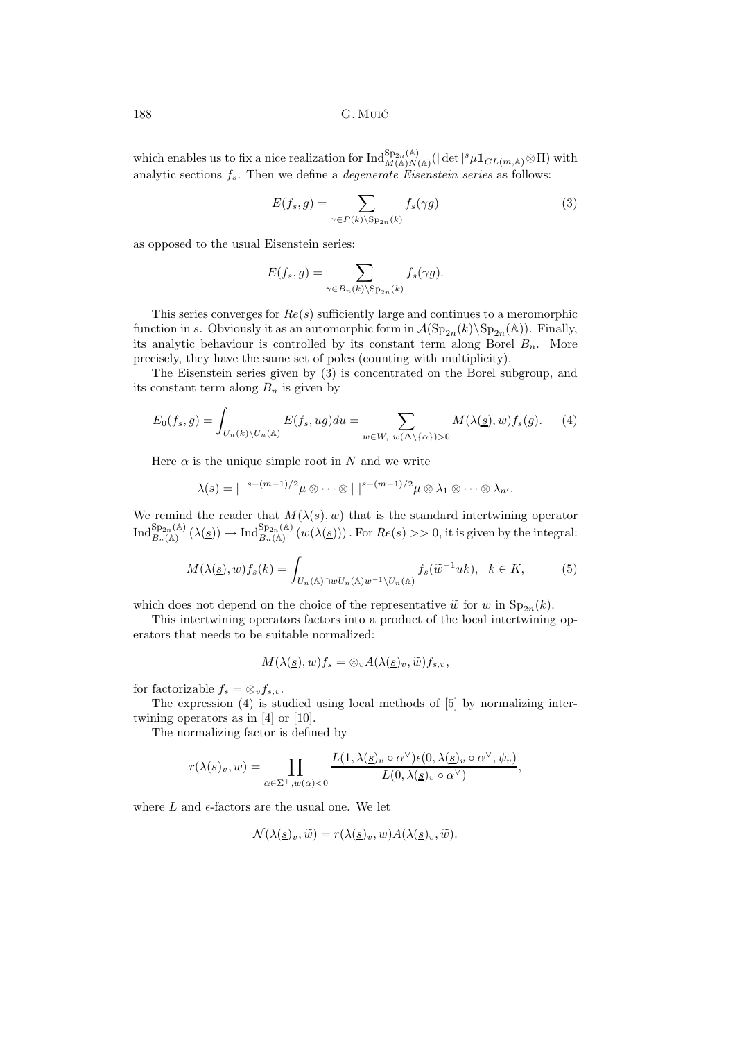which enables us to fix a nice realization for $\mathrm{Ind}_{M(\mathbb{A})N(\mathbb{A})}^{\mathrm{Sp}_{2n}(\mathbb{A})}(|\det|^s\mu\mathbf{1}_{GL(m,\mathbb{A})}\otimes\Pi)$ with analytic sections $f_s$. Then we define a *degenerate Eisenstein series* as follows:

$$E(f_s, g) = \sum_{\gamma \in P(k)\backslash \mathrm{Sp}_{2n}(k)} f_s(\gamma g) \tag{3}$$

as opposed to the usual Eisenstein series:

$$E(f_s, g) = \sum_{\gamma \in B_n(k)\backslash \mathrm{Sp}_{2n}(k)} f_s(\gamma g).$$

This series converges for $Re(s)$ sufficiently large and continues to a meromorphic function in $s$. Obviously it as an automorphic form in $\mathcal{A}(\mathrm{Sp}_{2n}(k)\backslash \mathrm{Sp}_{2n}(\mathbb{A}))$. Finally, its analytic behaviour is controlled by its constant term along Borel $B_n$. More precisely, they have the same set of poles (counting with multiplicity).

The Eisenstein series given by (3) is concentrated on the Borel subgroup, and its constant term along $B_n$ is given by

$$E_0(f_s, g) = \int_{U_n(k)\backslash U_n(\mathbb{A})} E(f_s, ug)du = \sum_{w\in W,\ w(\Delta\backslash\{\alpha\})>0} M(\lambda(\underline{s}), w)f_s(g). \tag{4}$$

Here $\alpha$ is the unique simple root in $N$ and we write

$$\lambda(s) = |\ |^{s-(m-1)/2}\mu \otimes \cdots \otimes |\ |^{s+(m-1)/2}\mu \otimes \lambda_1 \otimes \cdots \otimes \lambda_{n'}.$$

We remind the reader that $M(\lambda(\underline{s}), w)$ that is the standard intertwining operator $\mathrm{Ind}_{B_n(\mathbb{A})}^{\mathrm{Sp}_{2n}(\mathbb{A})}(\lambda(\underline{s})) \to \mathrm{Ind}_{B_n(\mathbb{A})}^{\mathrm{Sp}_{2n}(\mathbb{A})}(w(\lambda(\underline{s})))$. For $Re(s) >> 0$, it is given by the integral:

$$M(\lambda(\underline{s}), w)f_s(k) = \int_{U_n(\mathbb{A})\cap wU_n(\mathbb{A})w^{-1}\backslash U_n(\mathbb{A})} f_s(\widetilde{w}^{-1}uk), \quad k \in K, \tag{5}$$

which does not depend on the choice of the representative $\widetilde{w}$ for $w$ in $\mathrm{Sp}_{2n}(k)$.

This intertwining operators factors into a product of the local intertwining operators that needs to be suitable normalized:

$$M(\lambda(\underline{s}), w)f_s = \otimes_v A(\lambda(\underline{s})_v, \widetilde{w})f_{s,v},$$

for factorizable $f_s = \otimes_v f_{s,v}$.

The expression (4) is studied using local methods of [5] by normalizing intertwining operators as in [4] or [10].

The normalizing factor is defined by

$$r(\lambda(\underline{s})_v, w) = \prod_{\alpha\in\Sigma^+, w(\alpha)<0} \frac{L(1, \lambda(\underline{s})_v \circ \alpha^\vee)\epsilon(0, \lambda(\underline{s})_v \circ \alpha^\vee, \psi_v)}{L(0, \lambda(\underline{s})_v \circ \alpha^\vee)},$$

where $L$ and $\epsilon$-factors are the usual one. We let

$$\mathcal{N}(\lambda(\underline{s})_v, \widetilde{w}) = r(\lambda(\underline{s})_v, w)A(\lambda(\underline{s})_v, \widetilde{w}).$$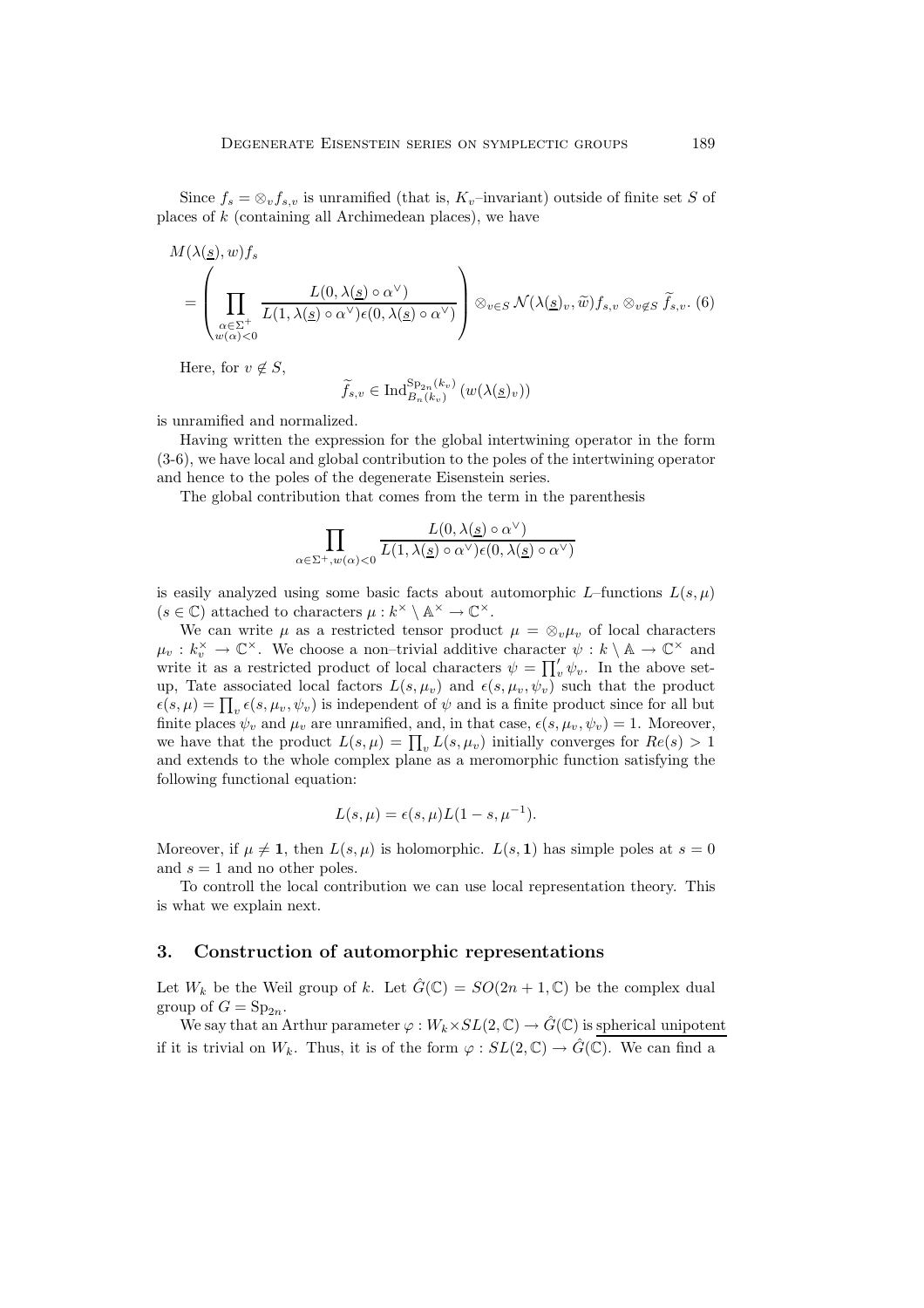Since $f_s = \otimes_v f_{s,v}$ is unramified (that is, $K_v$–invariant) outside of finite set $S$ of places of $k$ (containing all Archimedean places), we have

$$M(\lambda(\underline{s}), w)f_s = \left( \prod_{\substack{\alpha \in \Sigma^+ \\ w(\alpha)<0}} \frac{L(0, \lambda(\underline{s}) \circ \alpha^\vee)}{L(1, \lambda(\underline{s}) \circ \alpha^\vee)\epsilon(0, \lambda(\underline{s}) \circ \alpha^\vee)} \right) \otimes_{v\in S} \mathcal{N}(\lambda(\underline{s})_v, \widetilde{w}) f_{s,v} \otimes_{v \notin S} \widetilde{f}_{s,v}. \quad (6)$$

Here, for $v \notin S$,

$$\widetilde{f}_{s,v} \in \mathrm{Ind}_{B_n(k_v)}^{\mathrm{Sp}_{2n}(k_v)} \left( w(\lambda(\underline{s})_v) \right)$$

is unramified and normalized.

Having written the expression for the global intertwining operator in the form (3-6), we have local and global contribution to the poles of the intertwining operator and hence to the poles of the degenerate Eisenstein series.

The global contribution that comes from the term in the parenthesis

$$\prod_{\alpha \in \Sigma^+, w(\alpha)<0} \frac{L(0, \lambda(\underline{s}) \circ \alpha^\vee)}{L(1, \lambda(\underline{s}) \circ \alpha^\vee)\epsilon(0, \lambda(\underline{s}) \circ \alpha^\vee)}$$

is easily analyzed using some basic facts about automorphic $L$–functions $L(s, \mu)$ ($s \in \mathbb{C}$) attached to characters $\mu : k^\times \setminus \mathbb{A}^\times \to \mathbb{C}^\times$.

We can write $\mu$ as a restricted tensor product $\mu = \otimes_v \mu_v$ of local characters $\mu_v : k_v^\times \to \mathbb{C}^\times$. We choose a non–trivial additive character $\psi : k \setminus \mathbb{A} \to \mathbb{C}^\times$ and write it as a restricted product of local characters $\psi = \prod_v' \psi_v$. In the above set-up, Tate associated local factors $L(s, \mu_v)$ and $\epsilon(s, \mu_v, \psi_v)$ such that the product $\epsilon(s, \mu) = \prod_v \epsilon(s, \mu_v, \psi_v)$ is independent of $\psi$ and is a finite product since for all but finite places $\psi_v$ and $\mu_v$ are unramified, and, in that case, $\epsilon(s, \mu_v, \psi_v) = 1$. Moreover, we have that the product $L(s, \mu) = \prod_v L(s, \mu_v)$ initially converges for $Re(s) > 1$ and extends to the whole complex plane as a meromorphic function satisfying the following functional equation:

$$L(s, \mu) = \epsilon(s, \mu) L(1 - s, \mu^{-1}).$$

Moreover, if $\mu \neq \mathbf{1}$, then $L(s, \mu)$ is holomorphic. $L(s, \mathbf{1})$ has simple poles at $s = 0$ and $s = 1$ and no other poles.

To controll the local contribution we can use local representation theory. This is what we explain next.

## 3. Construction of automorphic representations

Let $W_k$ be the Weil group of $k$. Let $\hat{G}(\mathbb{C}) = SO(2n + 1, \mathbb{C})$ be the complex dual group of $G = \mathrm{Sp}_{2n}$.

We say that an Arthur parameter $\varphi : W_k \times SL(2, \mathbb{C}) \to \hat{G}(\mathbb{C})$ is <u>spherical unipotent</u> if it is trivial on $W_k$. Thus, it is of the form $\varphi : SL(2, \mathbb{C}) \to \hat{G}(\mathbb{C})$. We can find a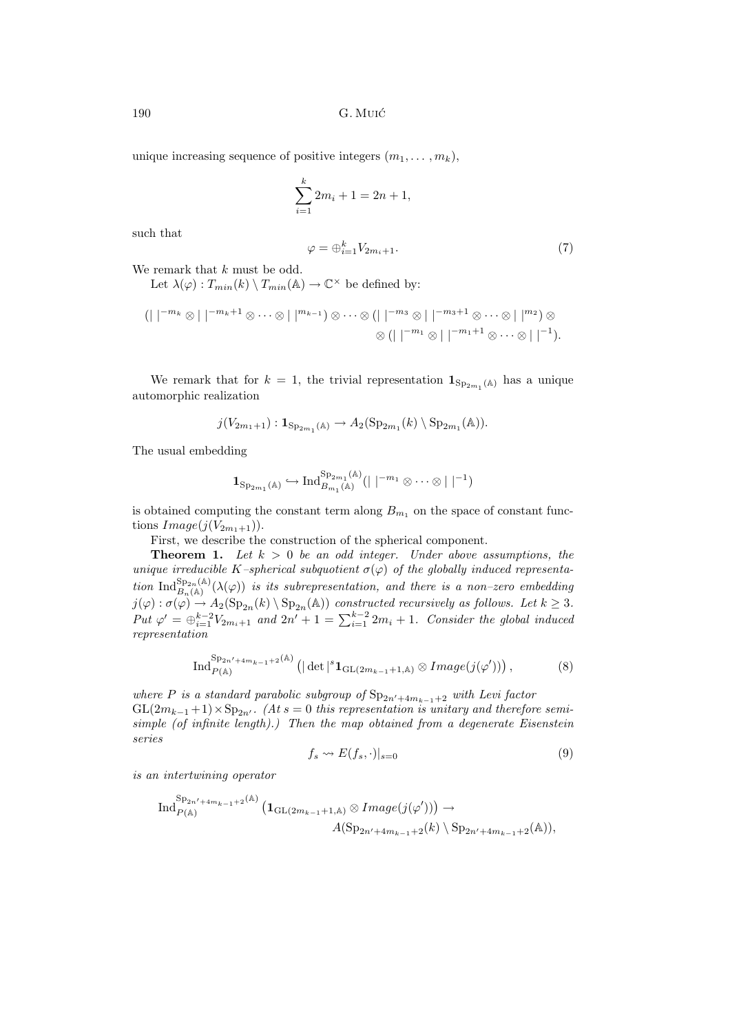unique increasing sequence of positive integers $(m_1, \ldots, m_k)$,

$$\sum_{i=1}^{k} 2m_i + 1 = 2n + 1,$$

such that

$$\varphi = \oplus_{i=1}^{k} V_{2m_i+1}. \tag{7}$$

We remark that $k$ must be odd.

Let $\lambda(\varphi) : T_{min}(k) \setminus T_{min}(\mathbb{A}) \to \mathbb{C}^\times$ be defined by:

$$(| \ |^{-m_k} \otimes | \ |^{-m_k+1} \otimes \cdots \otimes | \ |^{m_{k-1}}) \otimes \cdots \otimes (| \ |^{-m_3} \otimes | \ |^{-m_3+1} \otimes \cdots \otimes | \ |^{m_2}) \otimes \\ \otimes (| \ |^{-m_1} \otimes | \ |^{-m_1+1} \otimes \cdots \otimes | \ |^{-1}).$$

We remark that for $k = 1$, the trivial representation $\mathbf{1}_{\mathrm{Sp}_{2m_1}(\mathbb{A})}$ has a unique automorphic realization

$$j(V_{2m_1+1}) : \mathbf{1}_{\mathrm{Sp}_{2m_1}(\mathbb{A})} \to A_2(\mathrm{Sp}_{2m_1}(k) \setminus \mathrm{Sp}_{2m_1}(\mathbb{A})).$$

The usual embedding

$$\mathbf{1}_{\mathrm{Sp}_{2m_1}(\mathbb{A})} \hookrightarrow \mathrm{Ind}_{B_{m_1}(\mathbb{A})}^{\mathrm{Sp}_{2m_1}(\mathbb{A})}(| \ |^{-m_1} \otimes \cdots \otimes | \ |^{-1})$$

is obtained computing the constant term along $B_{m_1}$ on the space of constant functions $Image(j(V_{2m_1+1}))$.

First, we describe the construction of the spherical component.

**Theorem 1.** *Let $k > 0$ be an odd integer. Under above assumptions, the unique irreducible $K$–spherical subquotient $\sigma(\varphi)$ of the globally induced representation $\mathrm{Ind}_{B_n(\mathbb{A})}^{\mathrm{Sp}_{2n}(\mathbb{A})}(\lambda(\varphi))$ is its subrepresentation, and there is a non–zero embedding $j(\varphi) : \sigma(\varphi) \to A_2(\mathrm{Sp}_{2n}(k) \setminus \mathrm{Sp}_{2n}(\mathbb{A}))$ constructed recursively as follows. Let $k \geq 3$. Put $\varphi' = \oplus_{i=1}^{k-2} V_{2m_i+1}$ and $2n' + 1 = \sum_{i=1}^{k-2} 2m_i + 1$. Consider the global induced representation*

$$\mathrm{Ind}_{P(\mathbb{A})}^{\mathrm{Sp}_{2n'+4m_{k-1}+2}(\mathbb{A})} \left( | \det |^s \mathbf{1}_{\mathrm{GL}(2m_{k-1}+1,\mathbb{A})} \otimes Image(j(\varphi')) \right), \tag{8}$$

*where $P$ is a standard parabolic subgroup of $\mathrm{Sp}_{2n'+4m_{k-1}+2}$ with Levi factor $\mathrm{GL}(2m_{k-1}+1) \times \mathrm{Sp}_{2n'}$. (At $s = 0$ this representation is unitary and therefore semisimple (of infinite length).) Then the map obtained from a degenerate Eisenstein series*

$$f_s \rightsquigarrow E(f_s, \cdot)|_{s=0} \tag{9}$$

*is an intertwining operator*

$$\mathrm{Ind}_{P(\mathbb{A})}^{\mathrm{Sp}_{2n'+4m_{k-1}+2}(\mathbb{A})} \left( \mathbf{1}_{\mathrm{GL}(2m_{k-1}+1,\mathbb{A})} \otimes Image(j(\varphi')) \right) \to \\ A(\mathrm{Sp}_{2n'+4m_{k-1}+2}(k) \setminus \mathrm{Sp}_{2n'+4m_{k-1}+2}(\mathbb{A})),$$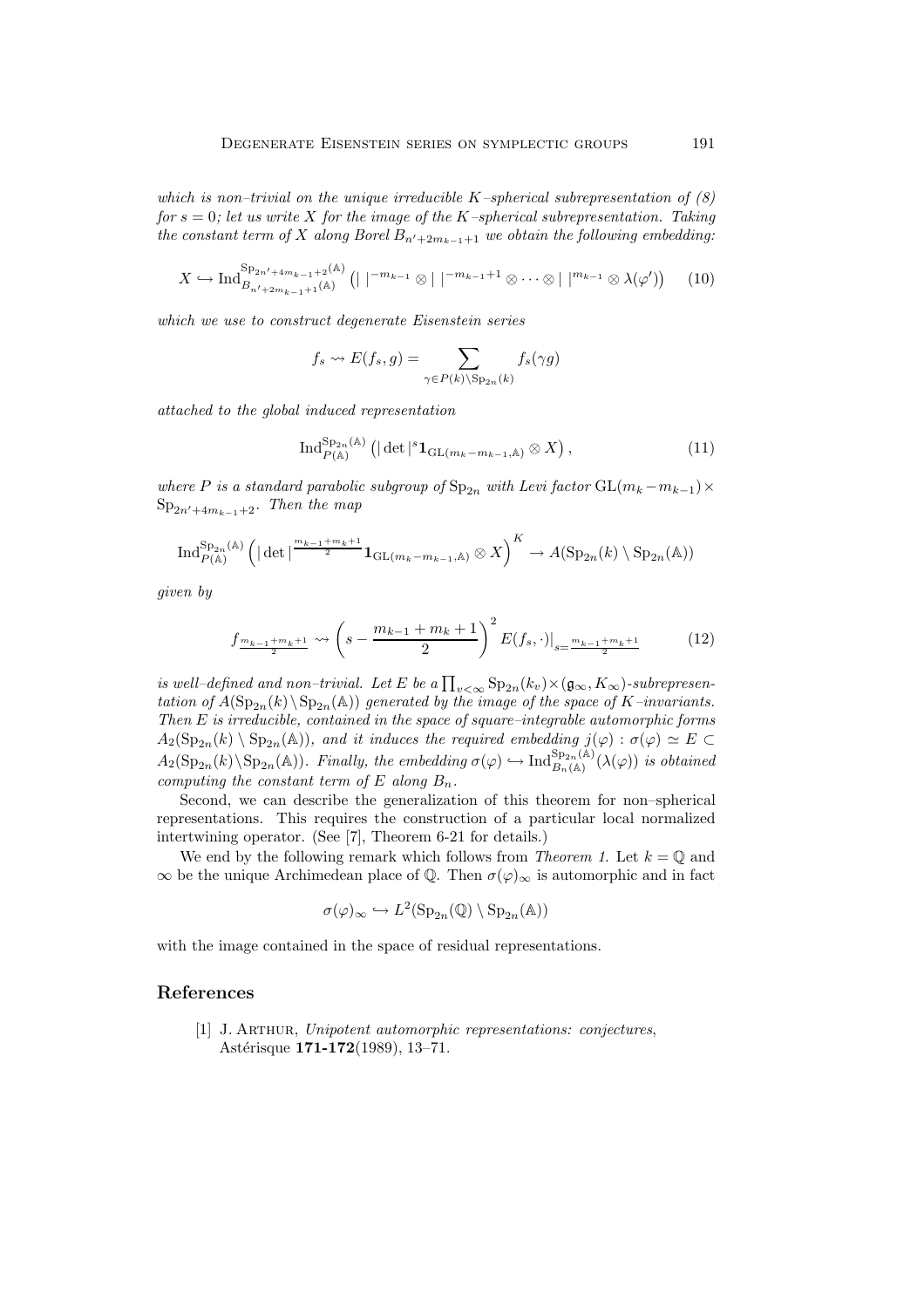*which is non–trivial on the unique irreducible $K$–spherical subrepresentation of (8) for $s = 0$; let us write $X$ for the image of the $K$–spherical subrepresentation. Taking the constant term of $X$ along Borel $B_{n'+2m_{k-1}+1}$ we obtain the following embedding:*

$$X \hookrightarrow \operatorname{Ind}_{B_{n'+2m_{k-1}+1}(\mathbb{A})}^{\mathrm{Sp}_{2n'+4m_{k-1}+2}(\mathbb{A})} \left( |\ |^{-m_{k-1}} \otimes |\ |^{-m_{k-1}+1} \otimes \cdots \otimes |\ |^{m_{k-1}} \otimes \lambda(\varphi') \right) \tag{10}$$

*which we use to construct degenerate Eisenstein series*

$$f_s \rightsquigarrow E(f_s, g) = \sum_{\gamma \in P(k) \backslash \mathrm{Sp}_{2n}(k)} f_s(\gamma g)$$

*attached to the global induced representation*

$$\operatorname{Ind}_{P(\mathbb{A})}^{\mathrm{Sp}_{2n}(\mathbb{A})} \left( |\det|^s \mathbf{1}_{\mathrm{GL}(m_k - m_{k-1}, \mathbb{A})} \otimes X \right), \tag{11}$$

*where $P$ is a standard parabolic subgroup of $\mathrm{Sp}_{2n}$ with Levi factor $\mathrm{GL}(m_k - m_{k-1}) \times \mathrm{Sp}_{2n'+4m_{k-1}+2}$. Then the map*

$$\operatorname{Ind}_{P(\mathbb{A})}^{\mathrm{Sp}_{2n}(\mathbb{A})} \left( |\det|^{\frac{m_{k-1}+m_k+1}{2}} \mathbf{1}_{\mathrm{GL}(m_k - m_{k-1}, \mathbb{A})} \otimes X \right)^K \to A(\mathrm{Sp}_{2n}(k) \setminus \mathrm{Sp}_{2n}(\mathbb{A}))$$

*given by*

$$f_{\frac{m_{k-1}+m_k+1}{2}} \rightsquigarrow \left( s - \frac{m_{k-1}+m_k+1}{2} \right)^2 E(f_s, \cdot)\big|_{s=\frac{m_{k-1}+m_k+1}{2}} \tag{12}$$

*is well–defined and non–trivial. Let $E$ be a $\prod_{v<\infty} \mathrm{Sp}_{2n}(k_v) \times (\mathfrak{g}_\infty, K_\infty)$-subrepresentation of $A(\mathrm{Sp}_{2n}(k) \backslash \mathrm{Sp}_{2n}(\mathbb{A}))$ generated by the image of the space of $K$–invariants. Then $E$ is irreducible, contained in the space of square–integrable automorphic forms $A_2(\mathrm{Sp}_{2n}(k) \setminus \mathrm{Sp}_{2n}(\mathbb{A}))$, and it induces the required embedding $j(\varphi) : \sigma(\varphi) \simeq E \subset A_2(\mathrm{Sp}_{2n}(k) \backslash \mathrm{Sp}_{2n}(\mathbb{A}))$. Finally, the embedding $\sigma(\varphi) \hookrightarrow \operatorname{Ind}_{B_n(\mathbb{A})}^{\mathrm{Sp}_{2n}(\mathbb{A})}(\lambda(\varphi))$ is obtained computing the constant term of $E$ along $B_n$.*

Second, we can describe the generalization of this theorem for non–spherical representations. This requires the construction of a particular local normalized intertwining operator. (See [7], Theorem 6-21 for details.)

We end by the following remark which follows from *Theorem 1*. Let $k = \mathbb{Q}$ and $\infty$ be the unique Archimedean place of $\mathbb{Q}$. Then $\sigma(\varphi)_\infty$ is automorphic and in fact

$$\sigma(\varphi)_\infty \hookrightarrow L^2(\mathrm{Sp}_{2n}(\mathbb{Q}) \setminus \mathrm{Sp}_{2n}(\mathbb{A}))$$

with the image contained in the space of residual representations.

## References

[1] J. Arthur, *Unipotent automorphic representations: conjectures*, Astérisque **171-172**(1989), 13–71.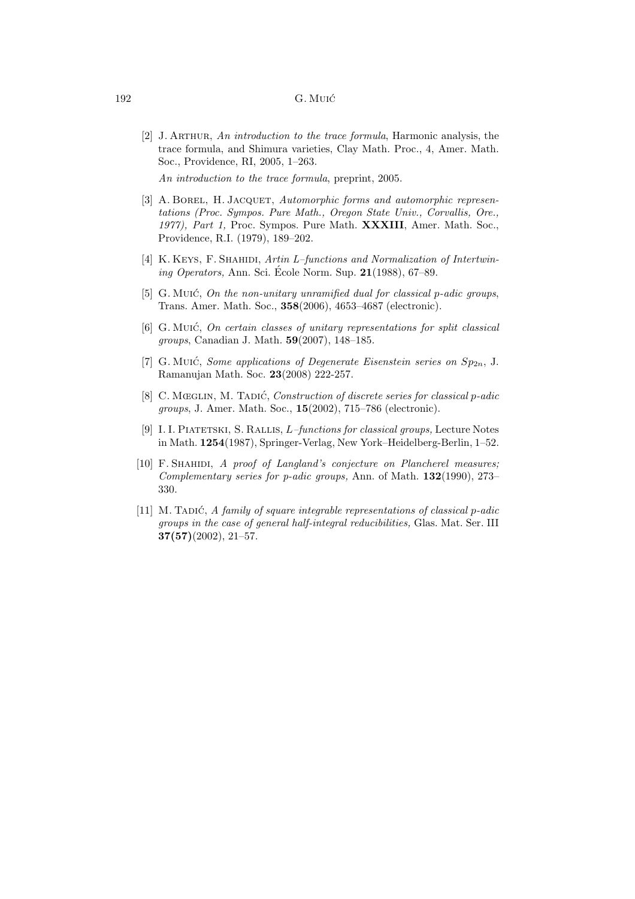[2] J. Arthur, *An introduction to the trace formula*, Harmonic analysis, the trace formula, and Shimura varieties, Clay Math. Proc., 4, Amer. Math. Soc., Providence, RI, 2005, 1–263.

*An introduction to the trace formula*, preprint, 2005.

[3] A. Borel, H. Jacquet, *Automorphic forms and automorphic representations (Proc. Sympos. Pure Math., Oregon State Univ., Corvallis, Ore., 1977), Part 1,* Proc. Sympos. Pure Math. **XXXIII**, Amer. Math. Soc., Providence, R.I. (1979), 189–202.

[4] K. Keys, F. Shahidi, *Artin L–functions and Normalization of Intertwining Operators,* Ann. Sci. École Norm. Sup. **21**(1988), 67–89.

[5] G. Muić, *On the non-unitary unramified dual for classical p-adic groups*, Trans. Amer. Math. Soc., **358**(2006), 4653–4687 (electronic).

[6] G. Muić, *On certain classes of unitary representations for split classical groups*, Canadian J. Math. **59**(2007), 148–185.

[7] G. Muić, *Some applications of Degenerate Eisenstein series on $Sp_{2n}$*, J. Ramanujan Math. Soc. **23**(2008) 222-257.

[8] C. Mœglin, M. Tadić, *Construction of discrete series for classical p-adic groups*, J. Amer. Math. Soc., **15**(2002), 715–786 (electronic).

[9] I. I. Piatetski, S. Rallis, *L–functions for classical groups,* Lecture Notes in Math. **1254**(1987), Springer-Verlag, New York–Heidelberg-Berlin, 1–52.

[10] F. Shahidi, *A proof of Langland's conjecture on Plancherel measures; Complementary series for p-adic groups,* Ann. of Math. **132**(1990), 273–330.

[11] M. Tadić, *A family of square integrable representations of classical p-adic groups in the case of general half-integral reducibilities,* Glas. Mat. Ser. III **37(57)**(2002), 21–57.